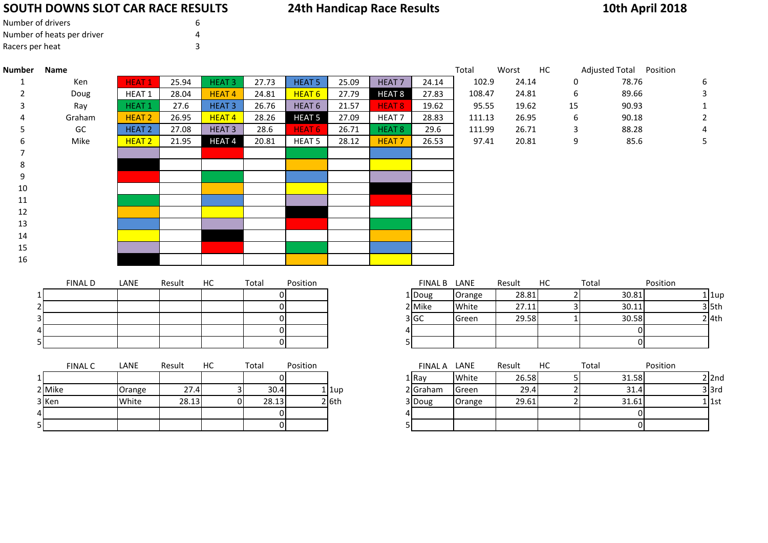# SOUTH DOWNS SLOT CAR RACE RESULTS

## 24th Handicap Race Results

**10th April 2018**

Number of drivers 6
Number of heats per driver 4
Racers per heat 3

| Number | Name | | | | | | | | | Total | Worst | HC | Adjusted Total | Position |
|---|---|---|---|---|---|---|---|---|---|---|---|---|---|---|
| 1 | Ken | HEAT 1 | 25.94 | HEAT 3 | 27.73 | HEAT 5 | 25.09 | HEAT 7 | 24.14 | 102.9 | 24.14 | 0 | 78.76 | 6 |
| 2 | Doug | HEAT 1 | 28.04 | HEAT 4 | 24.81 | HEAT 6 | 27.79 | HEAT 8 | 27.83 | 108.47 | 24.81 | 6 | 89.66 | 3 |
| 3 | Ray | HEAT 1 | 27.6 | HEAT 3 | 26.76 | HEAT 6 | 21.57 | HEAT 8 | 19.62 | 95.55 | 19.62 | 15 | 90.93 | 1 |
| 4 | Graham | HEAT 2 | 26.95 | HEAT 4 | 28.26 | HEAT 5 | 27.09 | HEAT 7 | 28.83 | 111.13 | 26.95 | 6 | 90.18 | 2 |
| 5 | GC | HEAT 2 | 27.08 | HEAT 3 | 28.6 | HEAT 6 | 26.71 | HEAT 8 | 29.6 | 111.99 | 26.71 | 3 | 88.28 | 4 |
| 6 | Mike | HEAT 2 | 21.95 | HEAT 4 | 20.81 | HEAT 5 | 28.12 | HEAT 7 | 26.53 | 97.41 | 20.81 | 9 | 85.6 | 5 |
| 7 | | | | | | | | | | | | | | |
| 8 | | | | | | | | | | | | | | |
| 9 | | | | | | | | | | | | | | |
| 10 | | | | | | | | | | | | | | |
| 11 | | | | | | | | | | | | | | |
| 12 | | | | | | | | | | | | | | |
| 13 | | | | | | | | | | | | | | |
| 14 | | | | | | | | | | | | | | |
| 15 | | | | | | | | | | | | | | |
| 16 | | | | | | | | | | | | | | |

| | FINAL D | LANE | Result | HC | Total | Position | |
|---|---|---|---|---|---|---|---|
| 1 | | | | | 0 | | |
| 2 | | | | | 0 | | |
| 3 | | | | | 0 | | |
| 4 | | | | | 0 | | |
| 5 | | | | | 0 | | |

| | FINAL B | LANE | Result | HC | Total | Position | |
|---|---|---|---|---|---|---|---|
| 1 | Doug | Orange | 28.81 | 2 | 30.81 | 1 | 1up |
| 2 | Mike | White | 27.11 | 3 | 30.11 | 3 | 5th |
| 3 | GC | Green | 29.58 | 1 | 30.58 | 2 | 4th |
| 4 | | | | | 0 | | |
| 5 | | | | | 0 | | |

| | FINAL C | LANE | Result | HC | Total | Position | |
|---|---|---|---|---|---|---|---|
| 1 | | | | | 0 | | |
| 2 | Mike | Orange | 27.4 | 3 | 30.4 | 1 | 1up |
| 3 | Ken | White | 28.13 | 0 | 28.13 | 2 | 6th |
| 4 | | | | | 0 | | |
| 5 | | | | | 0 | | |

| | FINAL A | LANE | Result | HC | Total | Position | |
|---|---|---|---|---|---|---|---|
| 1 | Ray | White | 26.58 | 5 | 31.58 | 2 | 2nd |
| 2 | Graham | Green | 29.4 | 2 | 31.4 | 3 | 3rd |
| 3 | Doug | Orange | 29.61 | 2 | 31.61 | 1 | 1st |
| 4 | | | | | 0 | | |
| 5 | | | | | 0 | | |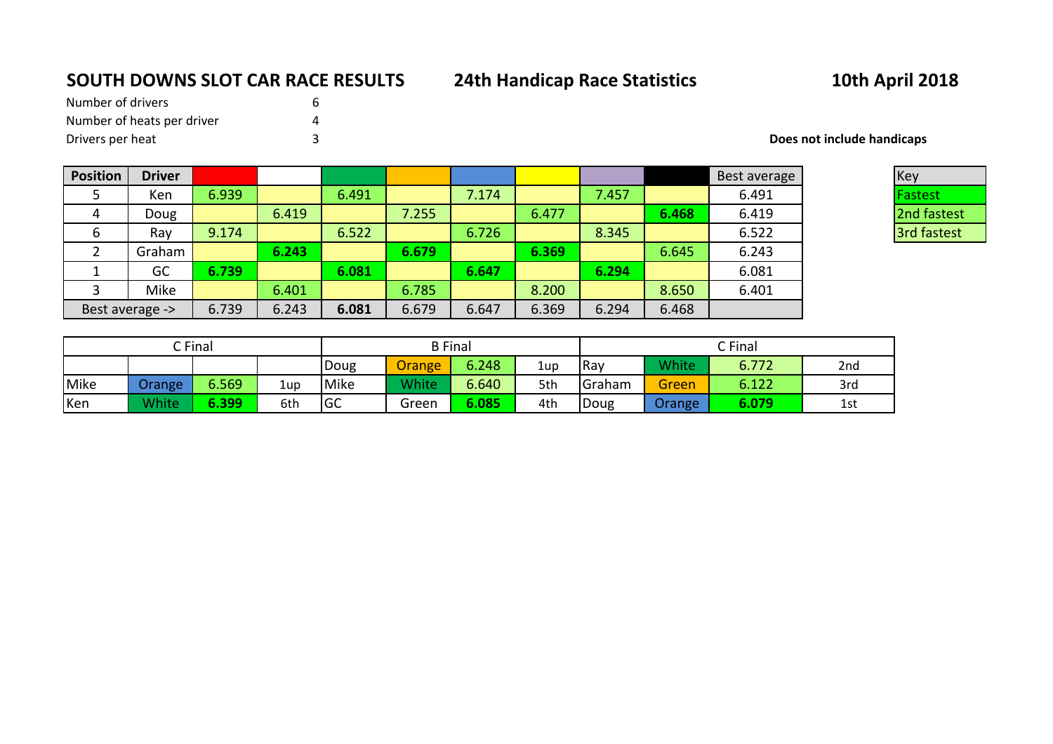**SOUTH DOWNS SLOT CAR RACE RESULTS** **24th Handicap Race Statistics** **10th April 2018**

Number of drivers 6

Number of heats per driver 4

Drivers per heat 3

**Does not include handicaps**

| Position | Driver | Red | White | Green | Orange | Blue | Yellow | Purple | Black | Best average |
|---|---|---|---|---|---|---|---|---|---|---|
| 5 | Ken | 6.939 | | 6.491 | | 7.174 | | 7.457 | | 6.491 |
| 4 | Doug | | 6.419 | | 7.255 | | 6.477 | | **6.468** | 6.419 |
| 6 | Ray | 9.174 | | 6.522 | | 6.726 | | 8.345 | | 6.522 |
| 2 | Graham | | **6.243** | | **6.679** | | **6.369** | | 6.645 | 6.243 |
| 1 | GC | **6.739** | | **6.081** | | **6.647** | | **6.294** | | 6.081 |
| 3 | Mike | | 6.401 | | 6.785 | | 8.200 | | 8.650 | 6.401 |
| Best average -> | | 6.739 | 6.243 | **6.081** | 6.679 | 6.647 | 6.369 | 6.294 | 6.468 | |

| Key |
|---|
| Fastest |
| 2nd fastest |
| 3rd fastest |

| C Final | | | | B Final | | | | C Final | | | |
|---|---|---|---|---|---|---|---|---|---|---|---|
| | | | | Doug | Orange | 6.248 | 1up | Ray | White | 6.772 | 2nd |
| Mike | Orange | 6.569 | 1up | Mike | White | 6.640 | 5th | Graham | Green | 6.122 | 3rd |
| Ken | White | **6.399** | 6th | GC | Green | **6.085** | 4th | Doug | Orange | **6.079** | 1st |